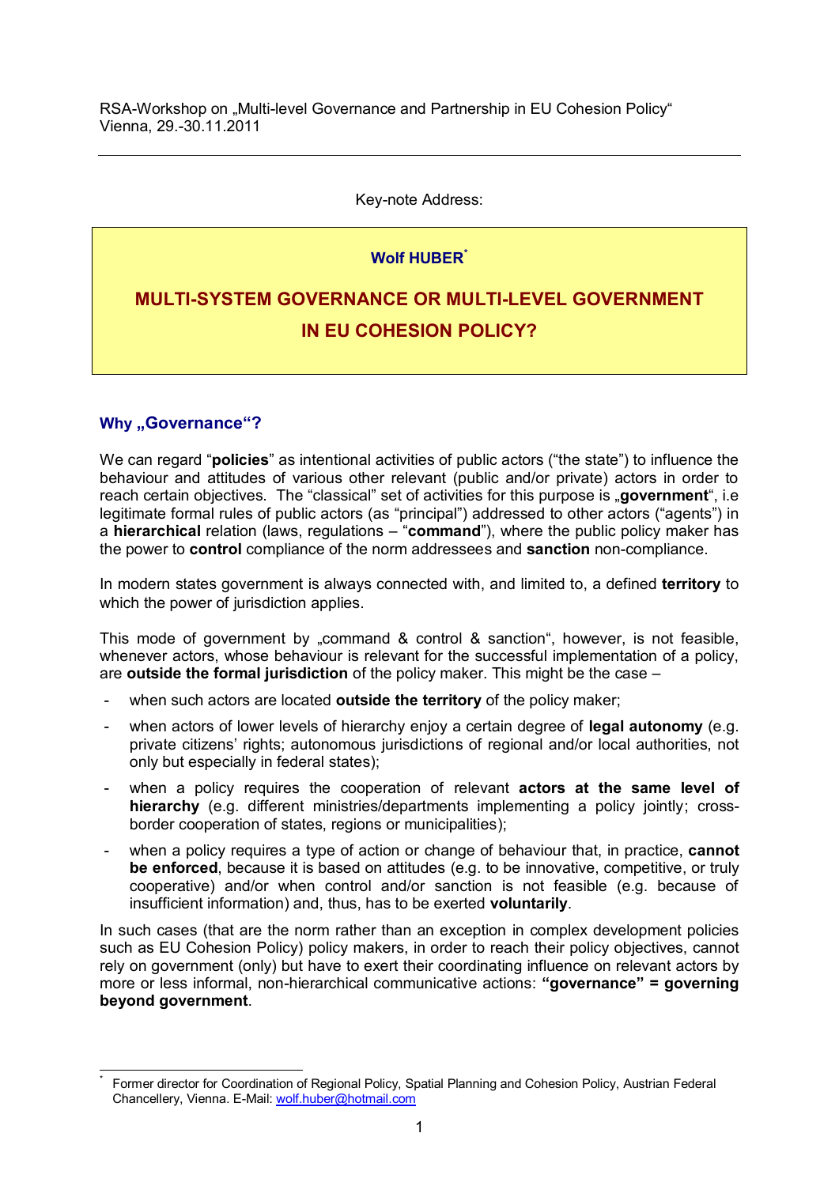RSA-Workshop on „Multi-level Governance and Partnership in EU Cohesion Policy"
Vienna, 29.-30.11.2011

---

Key-note Address:

**Wolf HUBER**[*]

# MULTI-SYSTEM GOVERNANCE OR MULTI-LEVEL GOVERNMENT IN EU COHESION POLICY?

## Why „Governance"?

We can regard "**policies**" as intentional activities of public actors ("the state") to influence the behaviour and attitudes of various other relevant (public and/or private) actors in order to reach certain objectives. The "classical" set of activities for this purpose is „**government**", i.e legitimate formal rules of public actors (as "principal") addressed to other actors ("agents") in a **hierarchical** relation (laws, regulations – "**command**"), where the public policy maker has the power to **control** compliance of the norm addressees and **sanction** non-compliance.

In modern states government is always connected with, and limited to, a defined **territory** to which the power of jurisdiction applies.

This mode of government by „command & control & sanction", however, is not feasible, whenever actors, whose behaviour is relevant for the successful implementation of a policy, are **outside the formal jurisdiction** of the policy maker. This might be the case –

- when such actors are located **outside the territory** of the policy maker;
- when actors of lower levels of hierarchy enjoy a certain degree of **legal autonomy** (e.g. private citizens' rights; autonomous jurisdictions of regional and/or local authorities, not only but especially in federal states);
- when a policy requires the cooperation of relevant **actors at the same level of hierarchy** (e.g. different ministries/departments implementing a policy jointly; cross-border cooperation of states, regions or municipalities);
- when a policy requires a type of action or change of behaviour that, in practice, **cannot be enforced**, because it is based on attitudes (e.g. to be innovative, competitive, or truly cooperative) and/or when control and/or sanction is not feasible (e.g. because of insufficient information) and, thus, has to be exerted **voluntarily**.

In such cases (that are the norm rather than an exception in complex development policies such as EU Cohesion Policy) policy makers, in order to reach their policy objectives, cannot rely on government (only) but have to exert their coordinating influence on relevant actors by more or less informal, non-hierarchical communicative actions: **"governance" = governing beyond government**.

---

[*] Former director for Coordination of Regional Policy, Spatial Planning and Cohesion Policy, Austrian Federal Chancellery, Vienna. E-Mail: wolf.huber@hotmail.com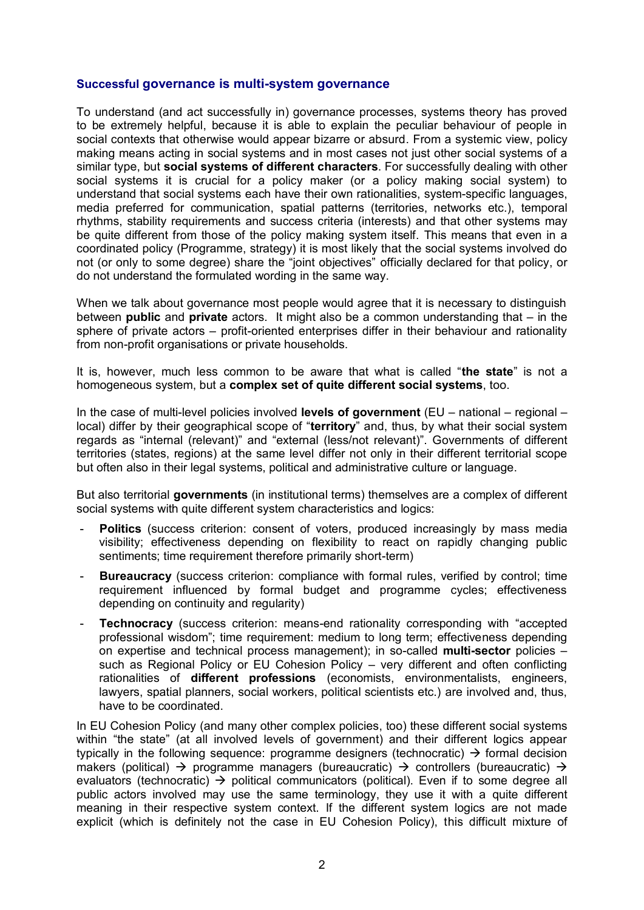## Successful governance is multi-system governance

To understand (and act successfully in) governance processes, systems theory has proved to be extremely helpful, because it is able to explain the peculiar behaviour of people in social contexts that otherwise would appear bizarre or absurd. From a systemic view, policy making means acting in social systems and in most cases not just other social systems of a similar type, but **social systems of different characters**. For successfully dealing with other social systems it is crucial for a policy maker (or a policy making social system) to understand that social systems each have their own rationalities, system-specific languages, media preferred for communication, spatial patterns (territories, networks etc.), temporal rhythms, stability requirements and success criteria (interests) and that other systems may be quite different from those of the policy making system itself. This means that even in a coordinated policy (Programme, strategy) it is most likely that the social systems involved do not (or only to some degree) share the "joint objectives" officially declared for that policy, or do not understand the formulated wording in the same way.

When we talk about governance most people would agree that it is necessary to distinguish between **public** and **private** actors. It might also be a common understanding that – in the sphere of private actors – profit-oriented enterprises differ in their behaviour and rationality from non-profit organisations or private households.

It is, however, much less common to be aware that what is called "**the state**" is not a homogeneous system, but a **complex set of quite different social systems**, too.

In the case of multi-level policies involved **levels of government** (EU – national – regional – local) differ by their geographical scope of "**territory**" and, thus, by what their social system regards as "internal (relevant)" and "external (less/not relevant)". Governments of different territories (states, regions) at the same level differ not only in their different territorial scope but often also in their legal systems, political and administrative culture or language.

But also territorial **governments** (in institutional terms) themselves are a complex of different social systems with quite different system characteristics and logics:

- **Politics** (success criterion: consent of voters, produced increasingly by mass media visibility; effectiveness depending on flexibility to react on rapidly changing public sentiments; time requirement therefore primarily short-term)
- **Bureaucracy** (success criterion: compliance with formal rules, verified by control; time requirement influenced by formal budget and programme cycles; effectiveness depending on continuity and regularity)
- **Technocracy** (success criterion: means-end rationality corresponding with "accepted professional wisdom"; time requirement: medium to long term; effectiveness depending on expertise and technical process management); in so-called **multi-sector** policies – such as Regional Policy or EU Cohesion Policy – very different and often conflicting rationalities of **different professions** (economists, environmentalists, engineers, lawyers, spatial planners, social workers, political scientists etc.) are involved and, thus, have to be coordinated.

In EU Cohesion Policy (and many other complex policies, too) these different social systems within "the state" (at all involved levels of government) and their different logics appear typically in the following sequence: programme designers (technocratic) → formal decision makers (political) → programme managers (bureaucratic) → controllers (bureaucratic) → evaluators (technocratic) → political communicators (political). Even if to some degree all public actors involved may use the same terminology, they use it with a quite different meaning in their respective system context. If the different system logics are not made explicit (which is definitely not the case in EU Cohesion Policy), this difficult mixture of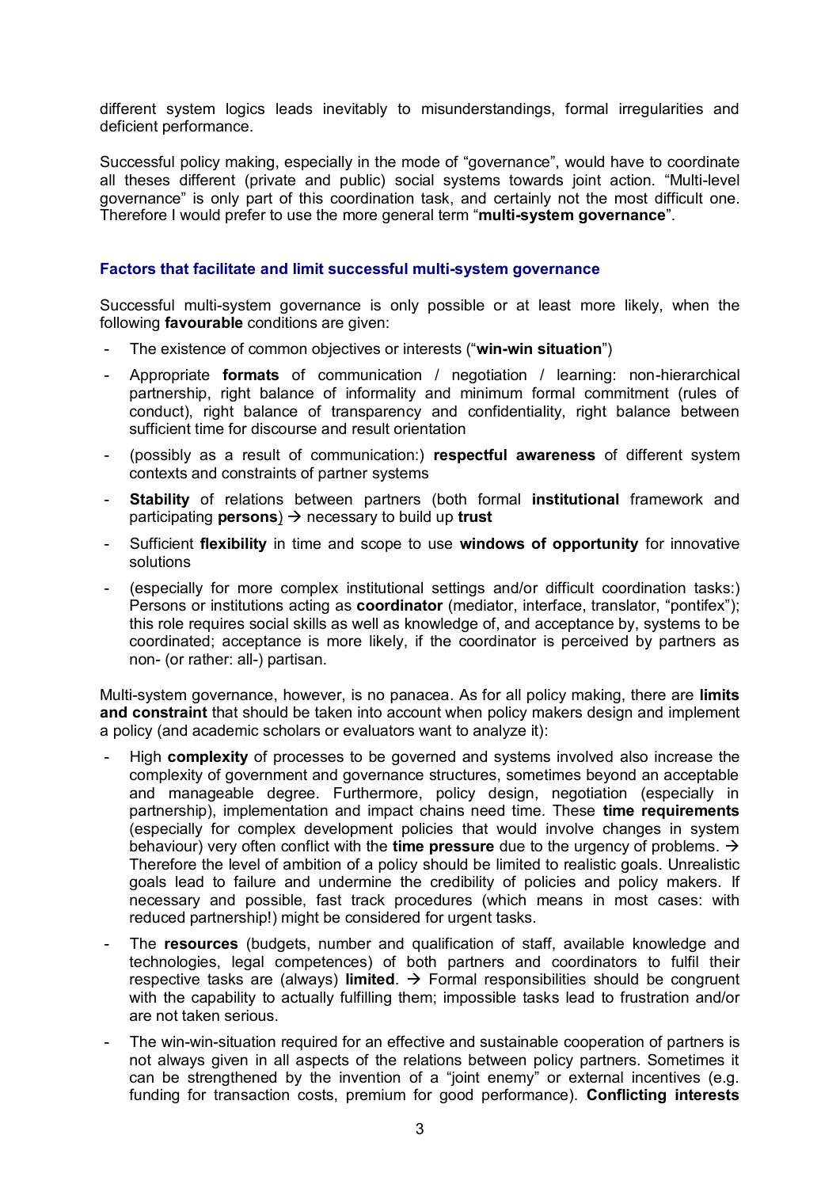different system logics leads inevitably to misunderstandings, formal irregularities and deficient performance.

Successful policy making, especially in the mode of "governance", would have to coordinate all theses different (private and public) social systems towards joint action. "Multi-level governance" is only part of this coordination task, and certainly not the most difficult one. Therefore I would prefer to use the more general term "**multi-system governance**".

### Factors that facilitate and limit successful multi-system governance

Successful multi-system governance is only possible or at least more likely, when the following **favourable** conditions are given:

- The existence of common objectives or interests ("**win-win situation**")
- Appropriate **formats** of communication / negotiation / learning: non-hierarchical partnership, right balance of informality and minimum formal commitment (rules of conduct), right balance of transparency and confidentiality, right balance between sufficient time for discourse and result orientation
- (possibly as a result of communication:) **respectful awareness** of different system contexts and constraints of partner systems
- **Stability** of relations between partners (both formal **institutional** framework and participating **persons**) → necessary to build up **trust**
- Sufficient **flexibility** in time and scope to use **windows of opportunity** for innovative solutions
- (especially for more complex institutional settings and/or difficult coordination tasks:) Persons or institutions acting as **coordinator** (mediator, interface, translator, "pontifex"); this role requires social skills as well as knowledge of, and acceptance by, systems to be coordinated; acceptance is more likely, if the coordinator is perceived by partners as non- (or rather: all-) partisan.

Multi-system governance, however, is no panacea. As for all policy making, there are **limits and constraint** that should be taken into account when policy makers design and implement a policy (and academic scholars or evaluators want to analyze it):

- High **complexity** of processes to be governed and systems involved also increase the complexity of government and governance structures, sometimes beyond an acceptable and manageable degree. Furthermore, policy design, negotiation (especially in partnership), implementation and impact chains need time. These **time requirements** (especially for complex development policies that would involve changes in system behaviour) very often conflict with the **time pressure** due to the urgency of problems. → Therefore the level of ambition of a policy should be limited to realistic goals. Unrealistic goals lead to failure and undermine the credibility of policies and policy makers. If necessary and possible, fast track procedures (which means in most cases: with reduced partnership!) might be considered for urgent tasks.
- The **resources** (budgets, number and qualification of staff, available knowledge and technologies, legal competences) of both partners and coordinators to fulfil their respective tasks are (always) **limited**. → Formal responsibilities should be congruent with the capability to actually fulfilling them; impossible tasks lead to frustration and/or are not taken serious.
- The win-win-situation required for an effective and sustainable cooperation of partners is not always given in all aspects of the relations between policy partners. Sometimes it can be strengthened by the invention of a "joint enemy" or external incentives (e.g. funding for transaction costs, premium for good performance). **Conflicting interests**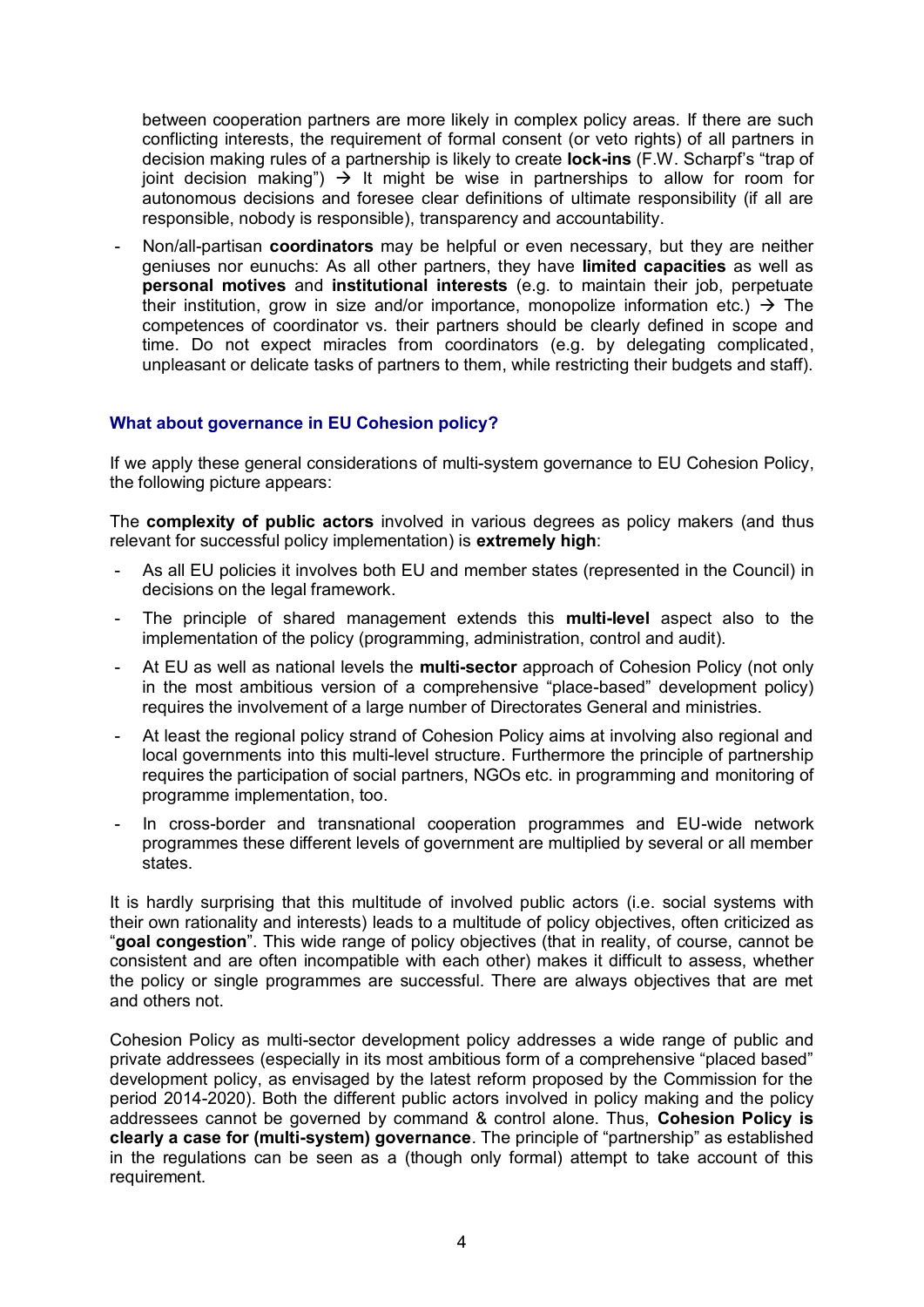between cooperation partners are more likely in complex policy areas. If there are such conflicting interests, the requirement of formal consent (or veto rights) of all partners in decision making rules of a partnership is likely to create **lock-ins** (F.W. Scharpf's "trap of joint decision making") → It might be wise in partnerships to allow for room for autonomous decisions and foresee clear definitions of ultimate responsibility (if all are responsible, nobody is responsible), transparency and accountability.

- Non/all-partisan **coordinators** may be helpful or even necessary, but they are neither geniuses nor eunuchs: As all other partners, they have **limited capacities** as well as **personal motives** and **institutional interests** (e.g. to maintain their job, perpetuate their institution, grow in size and/or importance, monopolize information etc.) → The competences of coordinator vs. their partners should be clearly defined in scope and time. Do not expect miracles from coordinators (e.g. by delegating complicated, unpleasant or delicate tasks of partners to them, while restricting their budgets and staff).

### What about governance in EU Cohesion policy?

If we apply these general considerations of multi-system governance to EU Cohesion Policy, the following picture appears:

The **complexity of public actors** involved in various degrees as policy makers (and thus relevant for successful policy implementation) is **extremely high**:

- As all EU policies it involves both EU and member states (represented in the Council) in decisions on the legal framework.
- The principle of shared management extends this **multi-level** aspect also to the implementation of the policy (programming, administration, control and audit).
- At EU as well as national levels the **multi-sector** approach of Cohesion Policy (not only in the most ambitious version of a comprehensive "place-based" development policy) requires the involvement of a large number of Directorates General and ministries.
- At least the regional policy strand of Cohesion Policy aims at involving also regional and local governments into this multi-level structure. Furthermore the principle of partnership requires the participation of social partners, NGOs etc. in programming and monitoring of programme implementation, too.
- In cross-border and transnational cooperation programmes and EU-wide network programmes these different levels of government are multiplied by several or all member states.

It is hardly surprising that this multitude of involved public actors (i.e. social systems with their own rationality and interests) leads to a multitude of policy objectives, often criticized as "**goal congestion**". This wide range of policy objectives (that in reality, of course, cannot be consistent and are often incompatible with each other) makes it difficult to assess, whether the policy or single programmes are successful. There are always objectives that are met and others not.

Cohesion Policy as multi-sector development policy addresses a wide range of public and private addressees (especially in its most ambitious form of a comprehensive "placed based" development policy, as envisaged by the latest reform proposed by the Commission for the period 2014-2020). Both the different public actors involved in policy making and the policy addressees cannot be governed by command & control alone. Thus, **Cohesion Policy is clearly a case for (multi-system) governance**. The principle of "partnership" as established in the regulations can be seen as a (though only formal) attempt to take account of this requirement.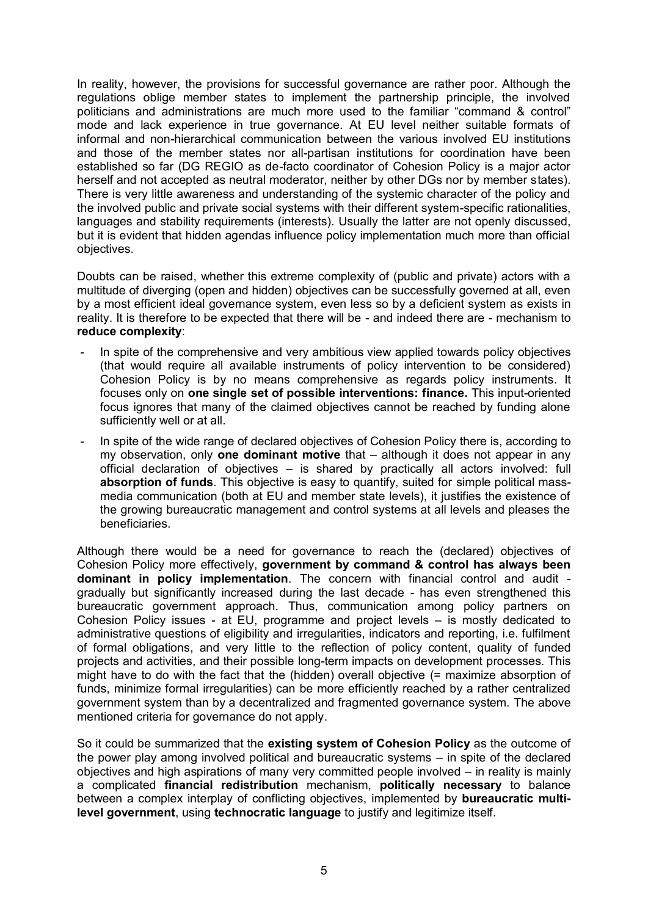In reality, however, the provisions for successful governance are rather poor. Although the regulations oblige member states to implement the partnership principle, the involved politicians and administrations are much more used to the familiar "command & control" mode and lack experience in true governance. At EU level neither suitable formats of informal and non-hierarchical communication between the various involved EU institutions and those of the member states nor all-partisan institutions for coordination have been established so far (DG REGIO as de-facto coordinator of Cohesion Policy is a major actor herself and not accepted as neutral moderator, neither by other DGs nor by member states). There is very little awareness and understanding of the systemic character of the policy and the involved public and private social systems with their different system-specific rationalities, languages and stability requirements (interests). Usually the latter are not openly discussed, but it is evident that hidden agendas influence policy implementation much more than official objectives.

Doubts can be raised, whether this extreme complexity of (public and private) actors with a multitude of diverging (open and hidden) objectives can be successfully governed at all, even by a most efficient ideal governance system, even less so by a deficient system as exists in reality. It is therefore to be expected that there will be - and indeed there are - mechanism to **reduce complexity**:

- In spite of the comprehensive and very ambitious view applied towards policy objectives (that would require all available instruments of policy intervention to be considered) Cohesion Policy is by no means comprehensive as regards policy instruments. It focuses only on **one single set of possible interventions: finance.** This input-oriented focus ignores that many of the claimed objectives cannot be reached by funding alone sufficiently well or at all.
- In spite of the wide range of declared objectives of Cohesion Policy there is, according to my observation, only **one dominant motive** that – although it does not appear in any official declaration of objectives – is shared by practically all actors involved: full **absorption of funds**. This objective is easy to quantify, suited for simple political mass-media communication (both at EU and member state levels), it justifies the existence of the growing bureaucratic management and control systems at all levels and pleases the beneficiaries.

Although there would be a need for governance to reach the (declared) objectives of Cohesion Policy more effectively, **government by command & control has always been dominant in policy implementation**. The concern with financial control and audit - gradually but significantly increased during the last decade - has even strengthened this bureaucratic government approach. Thus, communication among policy partners on Cohesion Policy issues - at EU, programme and project levels – is mostly dedicated to administrative questions of eligibility and irregularities, indicators and reporting, i.e. fulfilment of formal obligations, and very little to the reflection of policy content, quality of funded projects and activities, and their possible long-term impacts on development processes. This might have to do with the fact that the (hidden) overall objective (= maximize absorption of funds, minimize formal irregularities) can be more efficiently reached by a rather centralized government system than by a decentralized and fragmented governance system. The above mentioned criteria for governance do not apply.

So it could be summarized that the **existing system of Cohesion Policy** as the outcome of the power play among involved political and bureaucratic systems – in spite of the declared objectives and high aspirations of many very committed people involved – in reality is mainly a complicated **financial redistribution** mechanism, **politically necessary** to balance between a complex interplay of conflicting objectives, implemented by **bureaucratic multi-level government**, using **technocratic language** to justify and legitimize itself.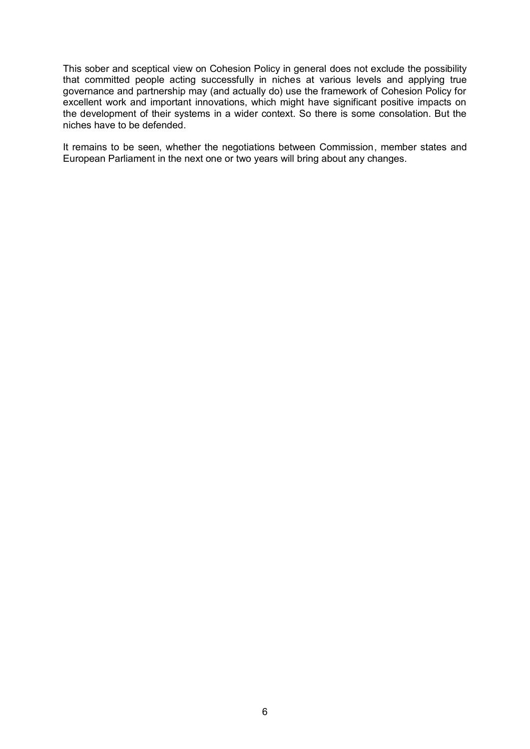This sober and sceptical view on Cohesion Policy in general does not exclude the possibility that committed people acting successfully in niches at various levels and applying true governance and partnership may (and actually do) use the framework of Cohesion Policy for excellent work and important innovations, which might have significant positive impacts on the development of their systems in a wider context. So there is some consolation. But the niches have to be defended.

It remains to be seen, whether the negotiations between Commission, member states and European Parliament in the next one or two years will bring about any changes.